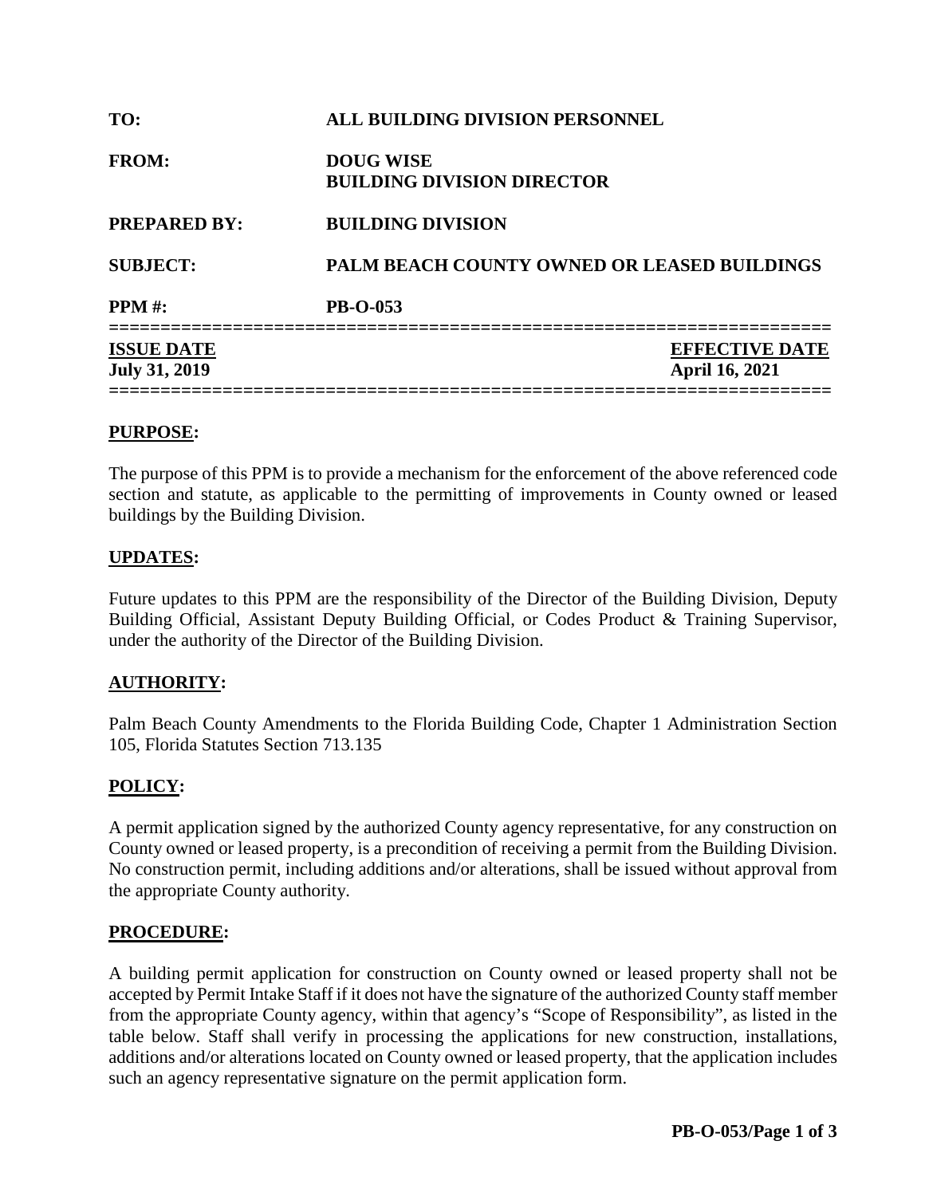**TO:** ALL BUILDING DIVISION PERSONNEL

**FROM:** DOUG WISE
BUILDING DIVISION DIRECTOR

**PREPARED BY:** BUILDING DIVISION

**SUBJECT:** PALM BEACH COUNTY OWNED OR LEASED BUILDINGS

**PPM #:** PB-O-053

| **ISSUE DATE** | **EFFECTIVE DATE** |
|---|---|
| **July 31, 2019** | **April 16, 2021** |

## PURPOSE:

The purpose of this PPM is to provide a mechanism for the enforcement of the above referenced code section and statute, as applicable to the permitting of improvements in County owned or leased buildings by the Building Division.

## UPDATES:

Future updates to this PPM are the responsibility of the Director of the Building Division, Deputy Building Official, Assistant Deputy Building Official, or Codes Product & Training Supervisor, under the authority of the Director of the Building Division.

## AUTHORITY:

Palm Beach County Amendments to the Florida Building Code, Chapter 1 Administration Section 105, Florida Statutes Section 713.135

## POLICY:

A permit application signed by the authorized County agency representative, for any construction on County owned or leased property, is a precondition of receiving a permit from the Building Division. No construction permit, including additions and/or alterations, shall be issued without approval from the appropriate County authority.

## PROCEDURE:

A building permit application for construction on County owned or leased property shall not be accepted by Permit Intake Staff if it does not have the signature of the authorized County staff member from the appropriate County agency, within that agency's "Scope of Responsibility", as listed in the table below. Staff shall verify in processing the applications for new construction, installations, additions and/or alterations located on County owned or leased property, that the application includes such an agency representative signature on the permit application form.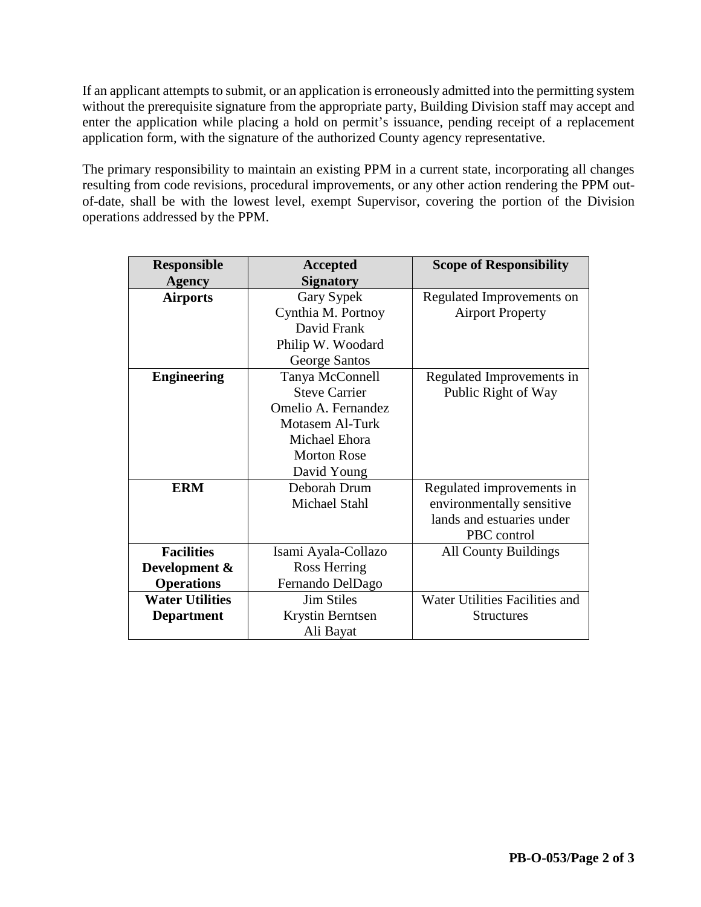If an applicant attempts to submit, or an application is erroneously admitted into the permitting system without the prerequisite signature from the appropriate party, Building Division staff may accept and enter the application while placing a hold on permit's issuance, pending receipt of a replacement application form, with the signature of the authorized County agency representative.

The primary responsibility to maintain an existing PPM in a current state, incorporating all changes resulting from code revisions, procedural improvements, or any other action rendering the PPM out-of-date, shall be with the lowest level, exempt Supervisor, covering the portion of the Division operations addressed by the PPM.

| Responsible Agency | Accepted Signatory | Scope of Responsibility |
|---|---|---|
| **Airports** | Gary Sypek<br>Cynthia M. Portnoy<br>David Frank<br>Philip W. Woodard<br>George Santos | Regulated Improvements on Airport Property |
| **Engineering** | Tanya McConnell<br>Steve Carrier<br>Omelio A. Fernandez<br>Motasem Al-Turk<br>Michael Ehora<br>Morton Rose<br>David Young | Regulated Improvements in Public Right of Way |
| **ERM** | Deborah Drum<br>Michael Stahl | Regulated improvements in environmentally sensitive lands and estuaries under PBC control |
| **Facilities Development & Operations** | Isami Ayala-Collazo<br>Ross Herring<br>Fernando DelDago | All County Buildings |
| **Water Utilities Department** | Jim Stiles<br>Krystin Berntsen<br>Ali Bayat | Water Utilities Facilities and Structures |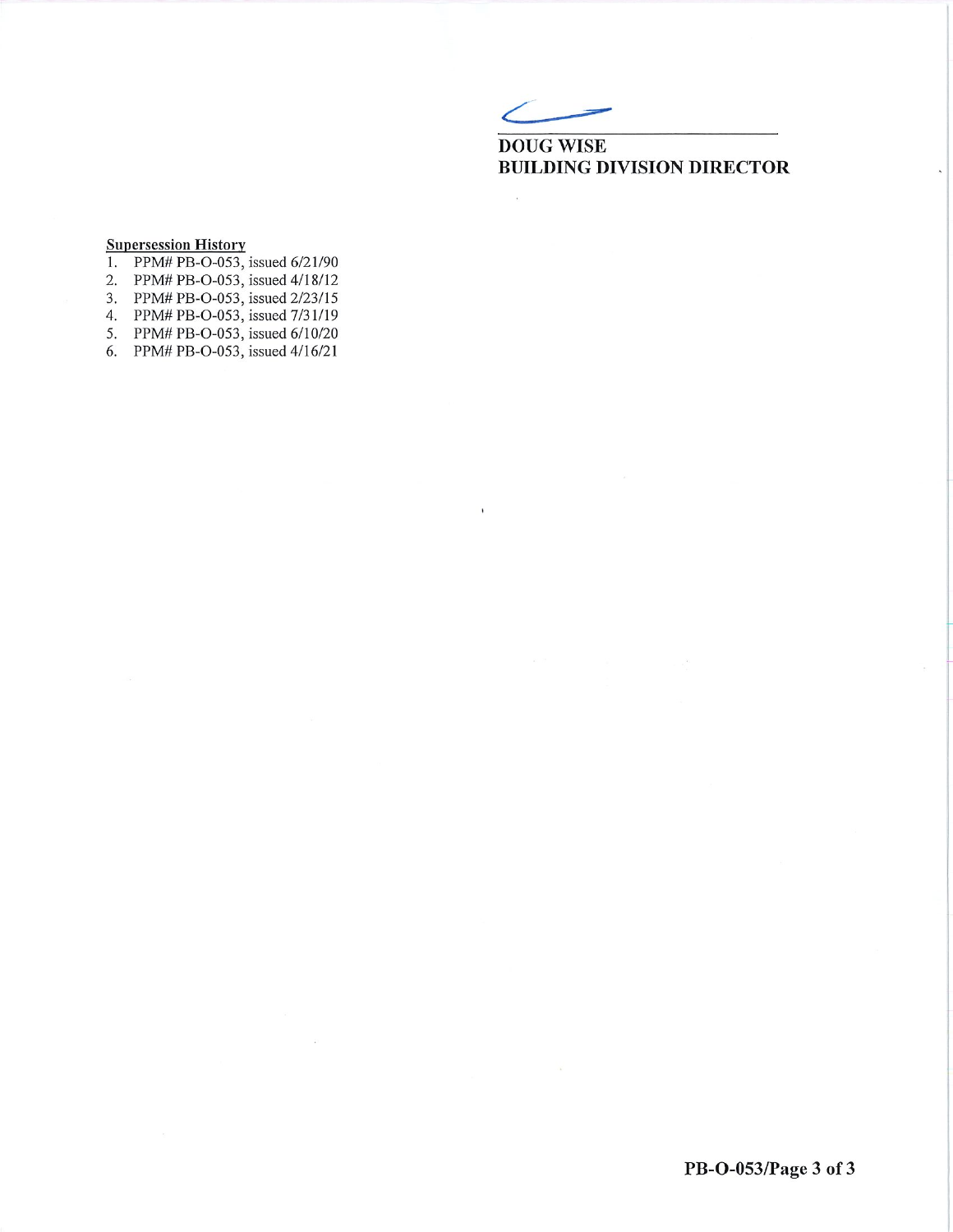DOUG WISE
**BUILDING DIVISION DIRECTOR**

**Supersession History**

1. PPM# PB-O-053, issued 6/21/90
2. PPM# PB-O-053, issued 4/18/12
3. PPM# PB-O-053, issued 2/23/15
4. PPM# PB-O-053, issued 7/31/19
5. PPM# PB-O-053, issued 6/10/20
6. PPM# PB-O-053, issued 4/16/21